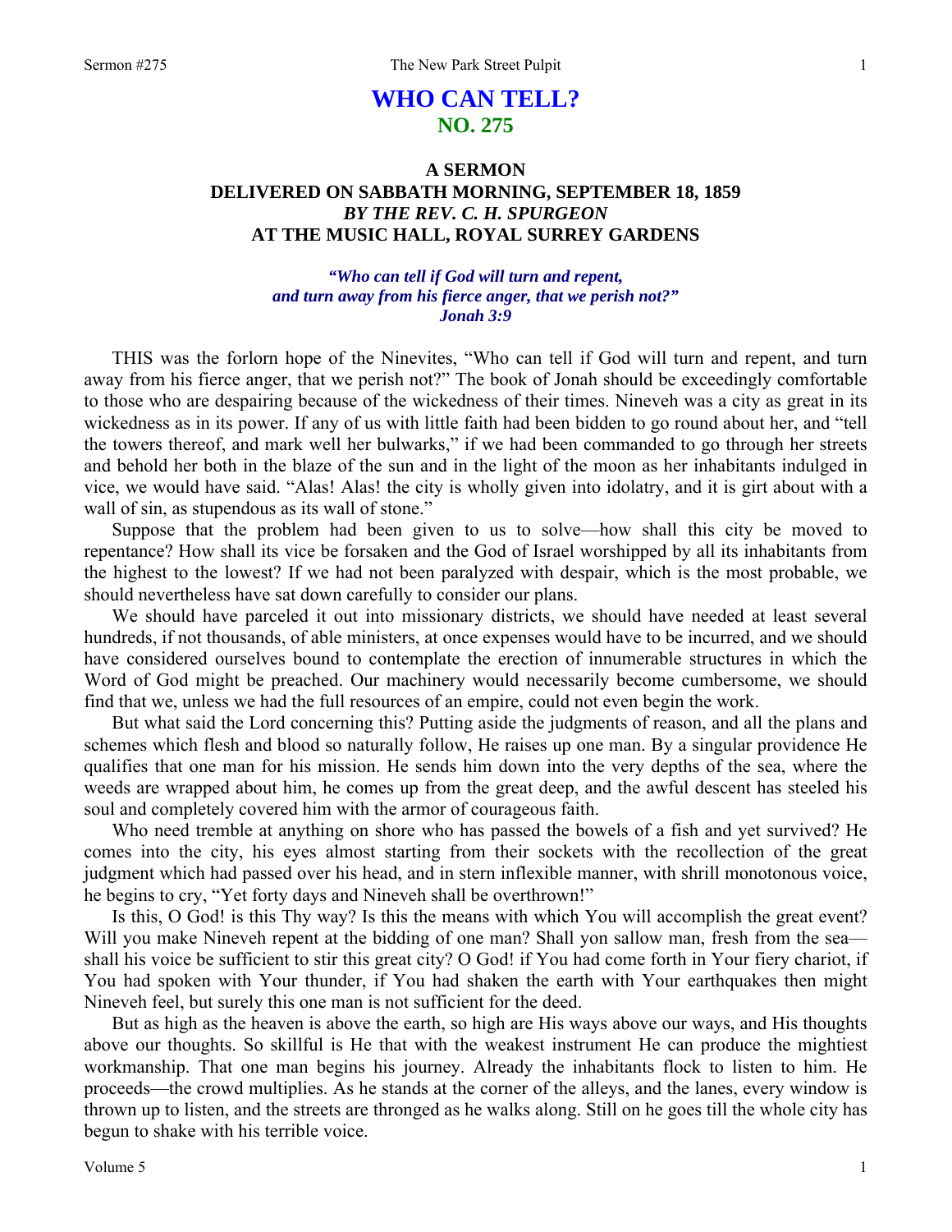# WHO CAN TELL?
## NO. 275

### A SERMON
### DELIVERED ON SABBATH MORNING, SEPTEMBER 18, 1859
### *BY THE REV. C. H. SPURGEON*
### AT THE MUSIC HALL, ROYAL SURREY GARDENS

*"Who can tell if God will turn and repent,*
*and turn away from his fierce anger, that we perish not?"*
*Jonah 3:9*

THIS was the forlorn hope of the Ninevites, "Who can tell if God will turn and repent, and turn away from his fierce anger, that we perish not?" The book of Jonah should be exceedingly comfortable to those who are despairing because of the wickedness of their times. Nineveh was a city as great in its wickedness as in its power. If any of us with little faith had been bidden to go round about her, and "tell the towers thereof, and mark well her bulwarks," if we had been commanded to go through her streets and behold her both in the blaze of the sun and in the light of the moon as her inhabitants indulged in vice, we would have said. "Alas! Alas! the city is wholly given into idolatry, and it is girt about with a wall of sin, as stupendous as its wall of stone."

Suppose that the problem had been given to us to solve—how shall this city be moved to repentance? How shall its vice be forsaken and the God of Israel worshipped by all its inhabitants from the highest to the lowest? If we had not been paralyzed with despair, which is the most probable, we should nevertheless have sat down carefully to consider our plans.

We should have parceled it out into missionary districts, we should have needed at least several hundreds, if not thousands, of able ministers, at once expenses would have to be incurred, and we should have considered ourselves bound to contemplate the erection of innumerable structures in which the Word of God might be preached. Our machinery would necessarily become cumbersome, we should find that we, unless we had the full resources of an empire, could not even begin the work.

But what said the Lord concerning this? Putting aside the judgments of reason, and all the plans and schemes which flesh and blood so naturally follow, He raises up one man. By a singular providence He qualifies that one man for his mission. He sends him down into the very depths of the sea, where the weeds are wrapped about him, he comes up from the great deep, and the awful descent has steeled his soul and completely covered him with the armor of courageous faith.

Who need tremble at anything on shore who has passed the bowels of a fish and yet survived? He comes into the city, his eyes almost starting from their sockets with the recollection of the great judgment which had passed over his head, and in stern inflexible manner, with shrill monotonous voice, he begins to cry, "Yet forty days and Nineveh shall be overthrown!"

Is this, O God! is this Thy way? Is this the means with which You will accomplish the great event? Will you make Nineveh repent at the bidding of one man? Shall yon sallow man, fresh from the sea—shall his voice be sufficient to stir this great city? O God! if You had come forth in Your fiery chariot, if You had spoken with Your thunder, if You had shaken the earth with Your earthquakes then might Nineveh feel, but surely this one man is not sufficient for the deed.

But as high as the heaven is above the earth, so high are His ways above our ways, and His thoughts above our thoughts. So skillful is He that with the weakest instrument He can produce the mightiest workmanship. That one man begins his journey. Already the inhabitants flock to listen to him. He proceeds—the crowd multiplies. As he stands at the corner of the alleys, and the lanes, every window is thrown up to listen, and the streets are thronged as he walks along. Still on he goes till the whole city has begun to shake with his terrible voice.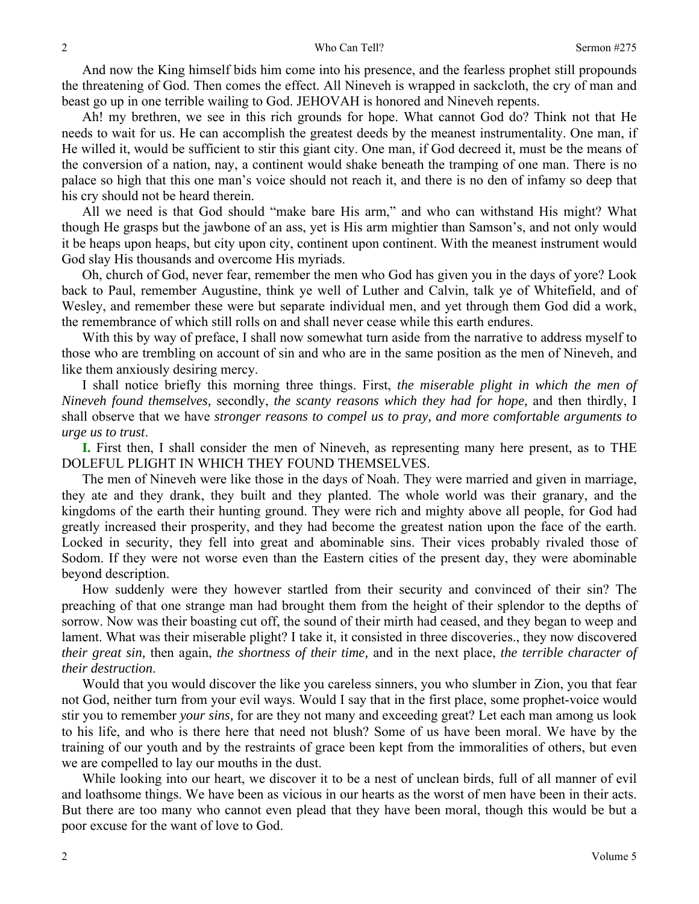And now the King himself bids him come into his presence, and the fearless prophet still propounds the threatening of God. Then comes the effect. All Nineveh is wrapped in sackcloth, the cry of man and beast go up in one terrible wailing to God. JEHOVAH is honored and Nineveh repents.

Ah! my brethren, we see in this rich grounds for hope. What cannot God do? Think not that He needs to wait for us. He can accomplish the greatest deeds by the meanest instrumentality. One man, if He willed it, would be sufficient to stir this giant city. One man, if God decreed it, must be the means of the conversion of a nation, nay, a continent would shake beneath the tramping of one man. There is no palace so high that this one man's voice should not reach it, and there is no den of infamy so deep that his cry should not be heard therein.

All we need is that God should "make bare His arm," and who can withstand His might? What though He grasps but the jawbone of an ass, yet is His arm mightier than Samson's, and not only would it be heaps upon heaps, but city upon city, continent upon continent. With the meanest instrument would God slay His thousands and overcome His myriads.

Oh, church of God, never fear, remember the men who God has given you in the days of yore? Look back to Paul, remember Augustine, think ye well of Luther and Calvin, talk ye of Whitefield, and of Wesley, and remember these were but separate individual men, and yet through them God did a work, the remembrance of which still rolls on and shall never cease while this earth endures.

With this by way of preface, I shall now somewhat turn aside from the narrative to address myself to those who are trembling on account of sin and who are in the same position as the men of Nineveh, and like them anxiously desiring mercy.

I shall notice briefly this morning three things. First, *the miserable plight in which the men of Nineveh found themselves,* secondly, *the scanty reasons which they had for hope,* and then thirdly, I shall observe that we have *stronger reasons to compel us to pray, and more comfortable arguments to urge us to trust*.

**I.** First then, I shall consider the men of Nineveh, as representing many here present, as to THE DOLEFUL PLIGHT IN WHICH THEY FOUND THEMSELVES.

The men of Nineveh were like those in the days of Noah. They were married and given in marriage, they ate and they drank, they built and they planted. The whole world was their granary, and the kingdoms of the earth their hunting ground. They were rich and mighty above all people, for God had greatly increased their prosperity, and they had become the greatest nation upon the face of the earth. Locked in security, they fell into great and abominable sins. Their vices probably rivaled those of Sodom. If they were not worse even than the Eastern cities of the present day, they were abominable beyond description.

How suddenly were they however startled from their security and convinced of their sin? The preaching of that one strange man had brought them from the height of their splendor to the depths of sorrow. Now was their boasting cut off, the sound of their mirth had ceased, and they began to weep and lament. What was their miserable plight? I take it, it consisted in three discoveries., they now discovered *their great sin,* then again, *the shortness of their time,* and in the next place, *the terrible character of their destruction*.

Would that you would discover the like you careless sinners, you who slumber in Zion, you that fear not God, neither turn from your evil ways. Would I say that in the first place, some prophet-voice would stir you to remember *your sins,* for are they not many and exceeding great? Let each man among us look to his life, and who is there here that need not blush? Some of us have been moral. We have by the training of our youth and by the restraints of grace been kept from the immoralities of others, but even we are compelled to lay our mouths in the dust.

While looking into our heart, we discover it to be a nest of unclean birds, full of all manner of evil and loathsome things. We have been as vicious in our hearts as the worst of men have been in their acts. But there are too many who cannot even plead that they have been moral, though this would be but a poor excuse for the want of love to God.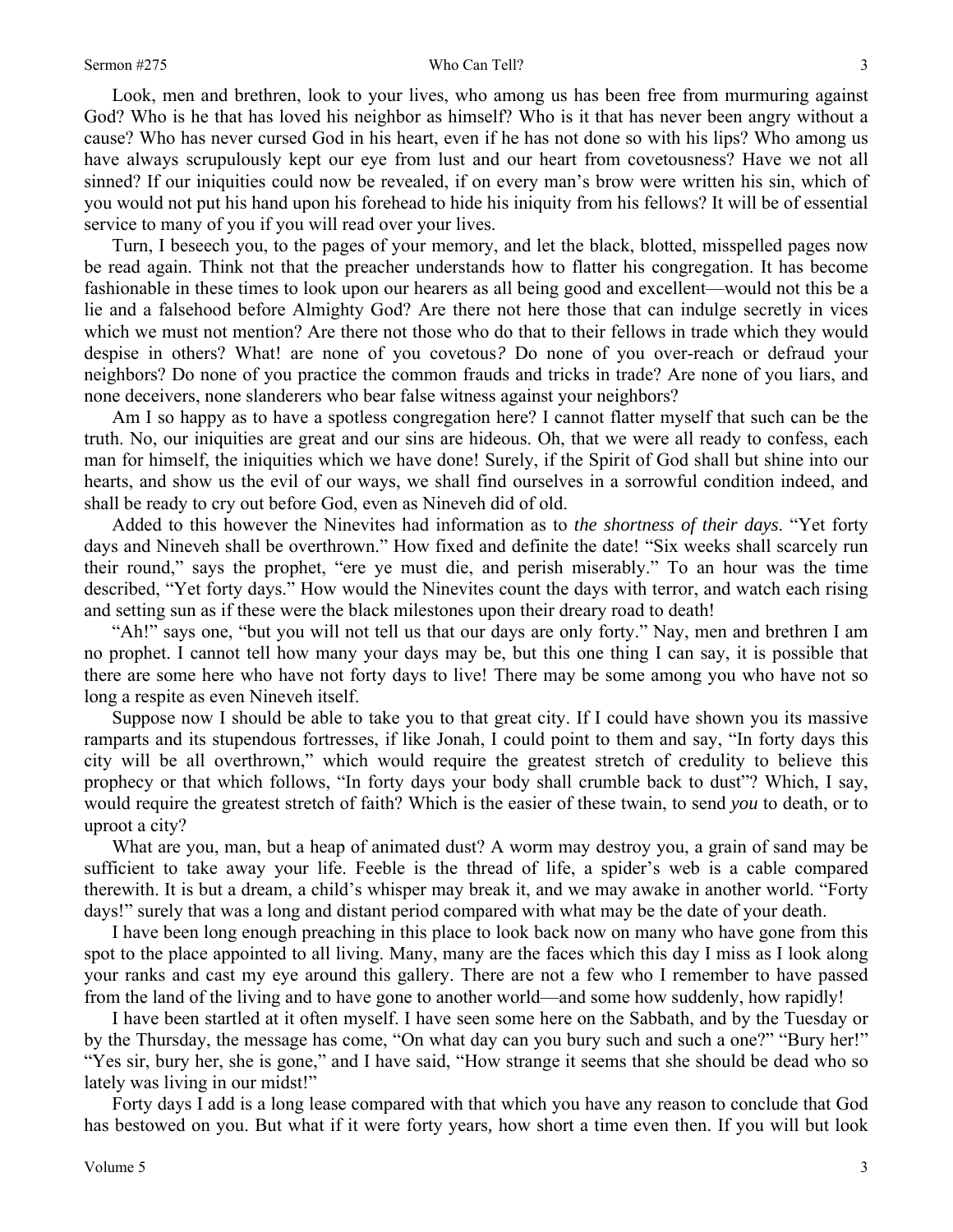Look, men and brethren, look to your lives, who among us has been free from murmuring against God? Who is he that has loved his neighbor as himself? Who is it that has never been angry without a cause? Who has never cursed God in his heart, even if he has not done so with his lips? Who among us have always scrupulously kept our eye from lust and our heart from covetousness? Have we not all sinned? If our iniquities could now be revealed, if on every man's brow were written his sin, which of you would not put his hand upon his forehead to hide his iniquity from his fellows? It will be of essential service to many of you if you will read over your lives.

Turn, I beseech you, to the pages of your memory, and let the black, blotted, misspelled pages now be read again. Think not that the preacher understands how to flatter his congregation. It has become fashionable in these times to look upon our hearers as all being good and excellent—would not this be a lie and a falsehood before Almighty God? Are there not here those that can indulge secretly in vices which we must not mention? Are there not those who do that to their fellows in trade which they would despise in others? What! are none of you covetous? Do none of you over-reach or defraud your neighbors? Do none of you practice the common frauds and tricks in trade? Are none of you liars, and none deceivers, none slanderers who bear false witness against your neighbors?

Am I so happy as to have a spotless congregation here? I cannot flatter myself that such can be the truth. No, our iniquities are great and our sins are hideous. Oh, that we were all ready to confess, each man for himself, the iniquities which we have done! Surely, if the Spirit of God shall but shine into our hearts, and show us the evil of our ways, we shall find ourselves in a sorrowful condition indeed, and shall be ready to cry out before God, even as Nineveh did of old.

Added to this however the Ninevites had information as to *the shortness of their days*. "Yet forty days and Nineveh shall be overthrown." How fixed and definite the date! "Six weeks shall scarcely run their round," says the prophet, "ere ye must die, and perish miserably." To an hour was the time described, "Yet forty days." How would the Ninevites count the days with terror, and watch each rising and setting sun as if these were the black milestones upon their dreary road to death!

"Ah!" says one, "but you will not tell us that our days are only forty." Nay, men and brethren I am no prophet. I cannot tell how many your days may be, but this one thing I can say, it is possible that there are some here who have not forty days to live! There may be some among you who have not so long a respite as even Nineveh itself.

Suppose now I should be able to take you to that great city. If I could have shown you its massive ramparts and its stupendous fortresses, if like Jonah, I could point to them and say, "In forty days this city will be all overthrown," which would require the greatest stretch of credulity to believe this prophecy or that which follows, "In forty days your body shall crumble back to dust"? Which, I say, would require the greatest stretch of faith? Which is the easier of these twain, to send *you* to death, or to uproot a city?

What are you, man, but a heap of animated dust? A worm may destroy you, a grain of sand may be sufficient to take away your life. Feeble is the thread of life, a spider's web is a cable compared therewith. It is but a dream, a child's whisper may break it, and we may awake in another world. "Forty days!" surely that was a long and distant period compared with what may be the date of your death.

I have been long enough preaching in this place to look back now on many who have gone from this spot to the place appointed to all living. Many, many are the faces which this day I miss as I look along your ranks and cast my eye around this gallery. There are not a few who I remember to have passed from the land of the living and to have gone to another world—and some how suddenly, how rapidly!

I have been startled at it often myself. I have seen some here on the Sabbath, and by the Tuesday or by the Thursday, the message has come, "On what day can you bury such and such a one?" "Bury her!" "Yes sir, bury her, she is gone," and I have said, "How strange it seems that she should be dead who so lately was living in our midst!"

Forty days I add is a long lease compared with that which you have any reason to conclude that God has bestowed on you. But what if it were forty years, how short a time even then. If you will but look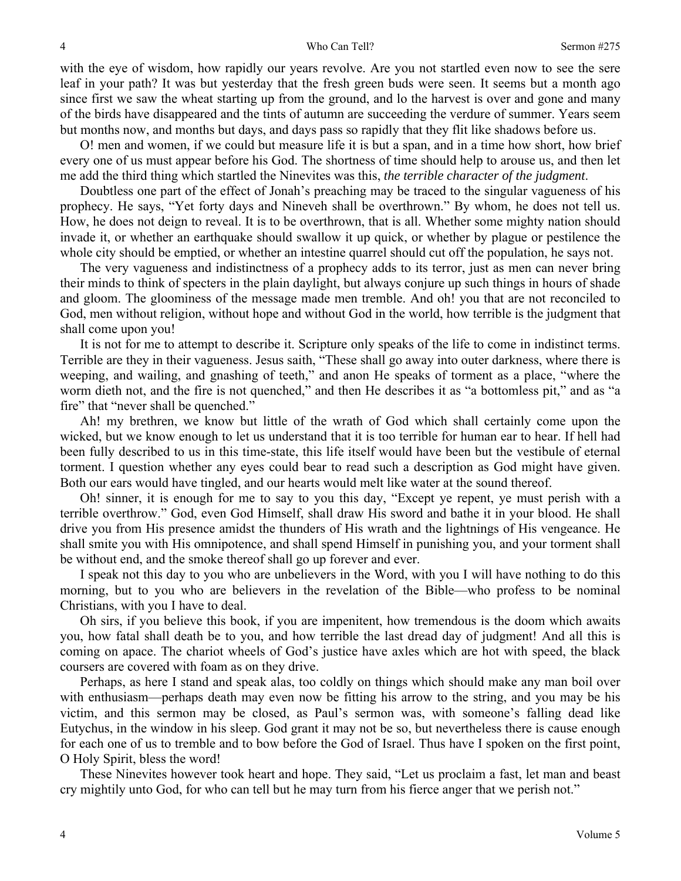with the eye of wisdom, how rapidly our years revolve. Are you not startled even now to see the sere leaf in your path? It was but yesterday that the fresh green buds were seen. It seems but a month ago since first we saw the wheat starting up from the ground, and lo the harvest is over and gone and many of the birds have disappeared and the tints of autumn are succeeding the verdure of summer. Years seem but months now, and months but days, and days pass so rapidly that they flit like shadows before us.

O! men and women, if we could but measure life it is but a span, and in a time how short, how brief every one of us must appear before his God. The shortness of time should help to arouse us, and then let me add the third thing which startled the Ninevites was this, *the terrible character of the judgment.*

Doubtless one part of the effect of Jonah's preaching may be traced to the singular vagueness of his prophecy. He says, "Yet forty days and Nineveh shall be overthrown." By whom, he does not tell us. How, he does not deign to reveal. It is to be overthrown, that is all. Whether some mighty nation should invade it, or whether an earthquake should swallow it up quick, or whether by plague or pestilence the whole city should be emptied, or whether an intestine quarrel should cut off the population, he says not.

The very vagueness and indistinctness of a prophecy adds to its terror, just as men can never bring their minds to think of specters in the plain daylight, but always conjure up such things in hours of shade and gloom. The gloominess of the message made men tremble. And oh! you that are not reconciled to God, men without religion, without hope and without God in the world, how terrible is the judgment that shall come upon you!

It is not for me to attempt to describe it. Scripture only speaks of the life to come in indistinct terms. Terrible are they in their vagueness. Jesus saith, "These shall go away into outer darkness, where there is weeping, and wailing, and gnashing of teeth," and anon He speaks of torment as a place, "where the worm dieth not, and the fire is not quenched," and then He describes it as "a bottomless pit," and as "a fire" that "never shall be quenched."

Ah! my brethren, we know but little of the wrath of God which shall certainly come upon the wicked, but we know enough to let us understand that it is too terrible for human ear to hear. If hell had been fully described to us in this time-state, this life itself would have been but the vestibule of eternal torment. I question whether any eyes could bear to read such a description as God might have given. Both our ears would have tingled, and our hearts would melt like water at the sound thereof.

Oh! sinner, it is enough for me to say to you this day, "Except ye repent, ye must perish with a terrible overthrow." God, even God Himself, shall draw His sword and bathe it in your blood. He shall drive you from His presence amidst the thunders of His wrath and the lightnings of His vengeance. He shall smite you with His omnipotence, and shall spend Himself in punishing you, and your torment shall be without end, and the smoke thereof shall go up forever and ever.

I speak not this day to you who are unbelievers in the Word, with you I will have nothing to do this morning, but to you who are believers in the revelation of the Bible—who profess to be nominal Christians, with you I have to deal.

Oh sirs, if you believe this book, if you are impenitent, how tremendous is the doom which awaits you, how fatal shall death be to you, and how terrible the last dread day of judgment! And all this is coming on apace. The chariot wheels of God's justice have axles which are hot with speed, the black coursers are covered with foam as on they drive.

Perhaps, as here I stand and speak alas, too coldly on things which should make any man boil over with enthusiasm—perhaps death may even now be fitting his arrow to the string, and you may be his victim, and this sermon may be closed, as Paul's sermon was, with someone's falling dead like Eutychus, in the window in his sleep. God grant it may not be so, but nevertheless there is cause enough for each one of us to tremble and to bow before the God of Israel. Thus have I spoken on the first point, O Holy Spirit, bless the word!

These Ninevites however took heart and hope. They said, "Let us proclaim a fast, let man and beast cry mightily unto God, for who can tell but he may turn from his fierce anger that we perish not."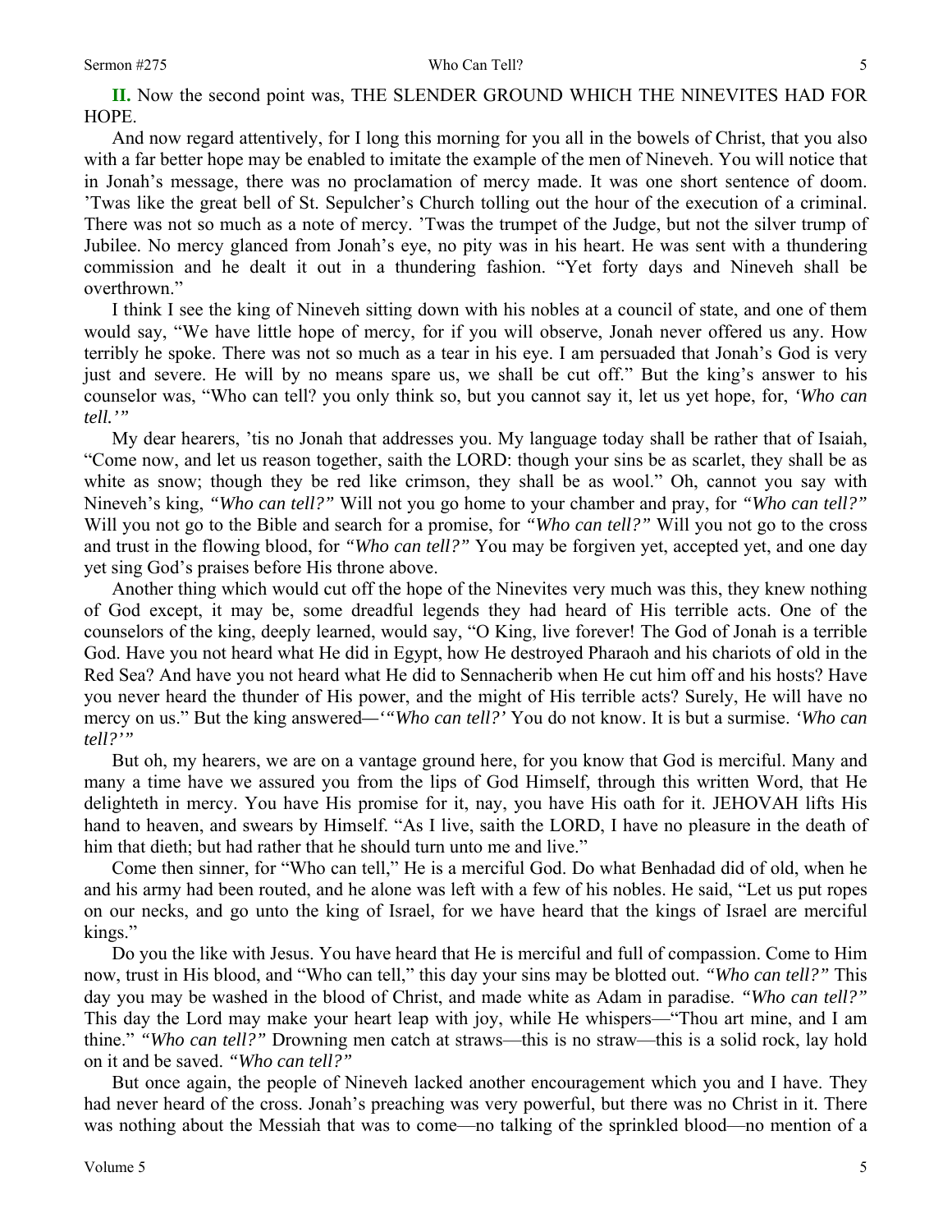**II.** Now the second point was, THE SLENDER GROUND WHICH THE NINEVITES HAD FOR HOPE.

And now regard attentively, for I long this morning for you all in the bowels of Christ, that you also with a far better hope may be enabled to imitate the example of the men of Nineveh. You will notice that in Jonah's message, there was no proclamation of mercy made. It was one short sentence of doom. 'Twas like the great bell of St. Sepulcher's Church tolling out the hour of the execution of a criminal. There was not so much as a note of mercy. 'Twas the trumpet of the Judge, but not the silver trump of Jubilee. No mercy glanced from Jonah's eye, no pity was in his heart. He was sent with a thundering commission and he dealt it out in a thundering fashion. "Yet forty days and Nineveh shall be overthrown."

I think I see the king of Nineveh sitting down with his nobles at a council of state, and one of them would say, "We have little hope of mercy, for if you will observe, Jonah never offered us any. How terribly he spoke. There was not so much as a tear in his eye. I am persuaded that Jonah's God is very just and severe. He will by no means spare us, we shall be cut off." But the king's answer to his counselor was, "Who can tell? you only think so, but you cannot say it, let us yet hope, for, *'Who can tell.'"*

My dear hearers, 'tis no Jonah that addresses you. My language today shall be rather that of Isaiah, "Come now, and let us reason together, saith the LORD: though your sins be as scarlet, they shall be as white as snow; though they be red like crimson, they shall be as wool." Oh, cannot you say with Nineveh's king, *"Who can tell?"* Will not you go home to your chamber and pray, for *"Who can tell?"* Will you not go to the Bible and search for a promise, for *"Who can tell?"* Will you not go to the cross and trust in the flowing blood, for *"Who can tell?"* You may be forgiven yet, accepted yet, and one day yet sing God's praises before His throne above.

Another thing which would cut off the hope of the Ninevites very much was this, they knew nothing of God except, it may be, some dreadful legends they had heard of His terrible acts. One of the counselors of the king, deeply learned, would say, "O King, live forever! The God of Jonah is a terrible God. Have you not heard what He did in Egypt, how He destroyed Pharaoh and his chariots of old in the Red Sea? And have you not heard what He did to Sennacherib when He cut him off and his hosts? Have you never heard the thunder of His power, and the might of His terrible acts? Surely, He will have no mercy on us." But the king answered—*'"Who can tell?'* You do not know. It is but a surmise. *'Who can tell?'"*

But oh, my hearers, we are on a vantage ground here, for you know that God is merciful. Many and many a time have we assured you from the lips of God Himself, through this written Word, that He delighteth in mercy. You have His promise for it, nay, you have His oath for it. JEHOVAH lifts His hand to heaven, and swears by Himself. "As I live, saith the LORD, I have no pleasure in the death of him that dieth; but had rather that he should turn unto me and live."

Come then sinner, for "Who can tell," He is a merciful God. Do what Benhadad did of old, when he and his army had been routed, and he alone was left with a few of his nobles. He said, "Let us put ropes on our necks, and go unto the king of Israel, for we have heard that the kings of Israel are merciful kings."

Do you the like with Jesus. You have heard that He is merciful and full of compassion. Come to Him now, trust in His blood, and "Who can tell," this day your sins may be blotted out. *"Who can tell?"* This day you may be washed in the blood of Christ, and made white as Adam in paradise. *"Who can tell?"* This day the Lord may make your heart leap with joy, while He whispers—"Thou art mine, and I am thine." *"Who can tell?"* Drowning men catch at straws—this is no straw—this is a solid rock, lay hold on it and be saved. *"Who can tell?"*

But once again, the people of Nineveh lacked another encouragement which you and I have. They had never heard of the cross. Jonah's preaching was very powerful, but there was no Christ in it. There was nothing about the Messiah that was to come—no talking of the sprinkled blood—no mention of a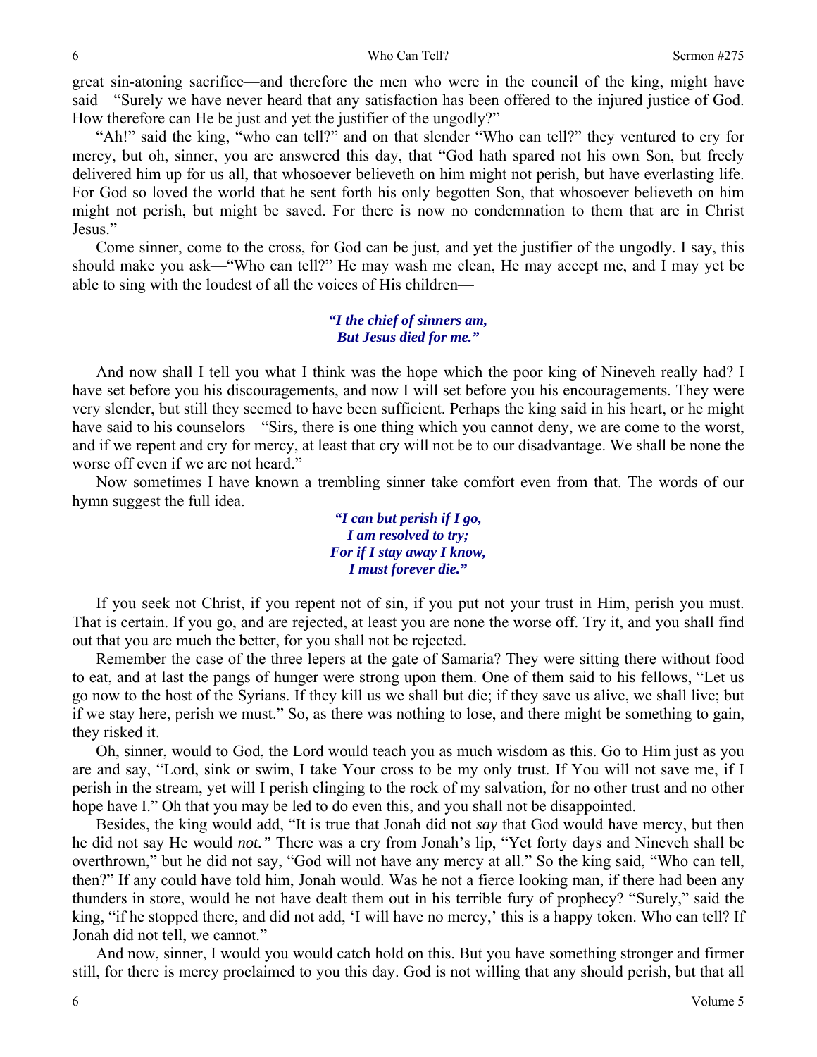great sin-atoning sacrifice—and therefore the men who were in the council of the king, might have said—"Surely we have never heard that any satisfaction has been offered to the injured justice of God. How therefore can He be just and yet the justifier of the ungodly?"

"Ah!" said the king, "who can tell?" and on that slender "Who can tell?" they ventured to cry for mercy, but oh, sinner, you are answered this day, that "God hath spared not his own Son, but freely delivered him up for us all, that whosoever believeth on him might not perish, but have everlasting life. For God so loved the world that he sent forth his only begotten Son, that whosoever believeth on him might not perish, but might be saved. For there is now no condemnation to them that are in Christ Jesus."

Come sinner, come to the cross, for God can be just, and yet the justifier of the ungodly. I say, this should make you ask—"Who can tell?" He may wash me clean, He may accept me, and I may yet be able to sing with the loudest of all the voices of His children—

> ***"I the chief of sinners am,***
> ***But Jesus died for me."***

And now shall I tell you what I think was the hope which the poor king of Nineveh really had? I have set before you his discouragements, and now I will set before you his encouragements. They were very slender, but still they seemed to have been sufficient. Perhaps the king said in his heart, or he might have said to his counselors—"Sirs, there is one thing which you cannot deny, we are come to the worst, and if we repent and cry for mercy, at least that cry will not be to our disadvantage. We shall be none the worse off even if we are not heard."

Now sometimes I have known a trembling sinner take comfort even from that. The words of our hymn suggest the full idea.

> ***"I can but perish if I go,***
> ***I am resolved to try;***
> ***For if I stay away I know,***
> ***I must forever die."***

If you seek not Christ, if you repent not of sin, if you put not your trust in Him, perish you must. That is certain. If you go, and are rejected, at least you are none the worse off. Try it, and you shall find out that you are much the better, for you shall not be rejected.

Remember the case of the three lepers at the gate of Samaria? They were sitting there without food to eat, and at last the pangs of hunger were strong upon them. One of them said to his fellows, "Let us go now to the host of the Syrians. If they kill us we shall but die; if they save us alive, we shall live; but if we stay here, perish we must." So, as there was nothing to lose, and there might be something to gain, they risked it.

Oh, sinner, would to God, the Lord would teach you as much wisdom as this. Go to Him just as you are and say, "Lord, sink or swim, I take Your cross to be my only trust. If You will not save me, if I perish in the stream, yet will I perish clinging to the rock of my salvation, for no other trust and no other hope have I." Oh that you may be led to do even this, and you shall not be disappointed.

Besides, the king would add, "It is true that Jonah did not *say* that God would have mercy, but then he did not say He would *not."* There was a cry from Jonah's lip, "Yet forty days and Nineveh shall be overthrown," but he did not say, "God will not have any mercy at all." So the king said, "Who can tell, then?" If any could have told him, Jonah would. Was he not a fierce looking man, if there had been any thunders in store, would he not have dealt them out in his terrible fury of prophecy? "Surely," said the king, "if he stopped there, and did not add, 'I will have no mercy,' this is a happy token. Who can tell? If Jonah did not tell, we cannot."

And now, sinner, I would you would catch hold on this. But you have something stronger and firmer still, for there is mercy proclaimed to you this day. God is not willing that any should perish, but that all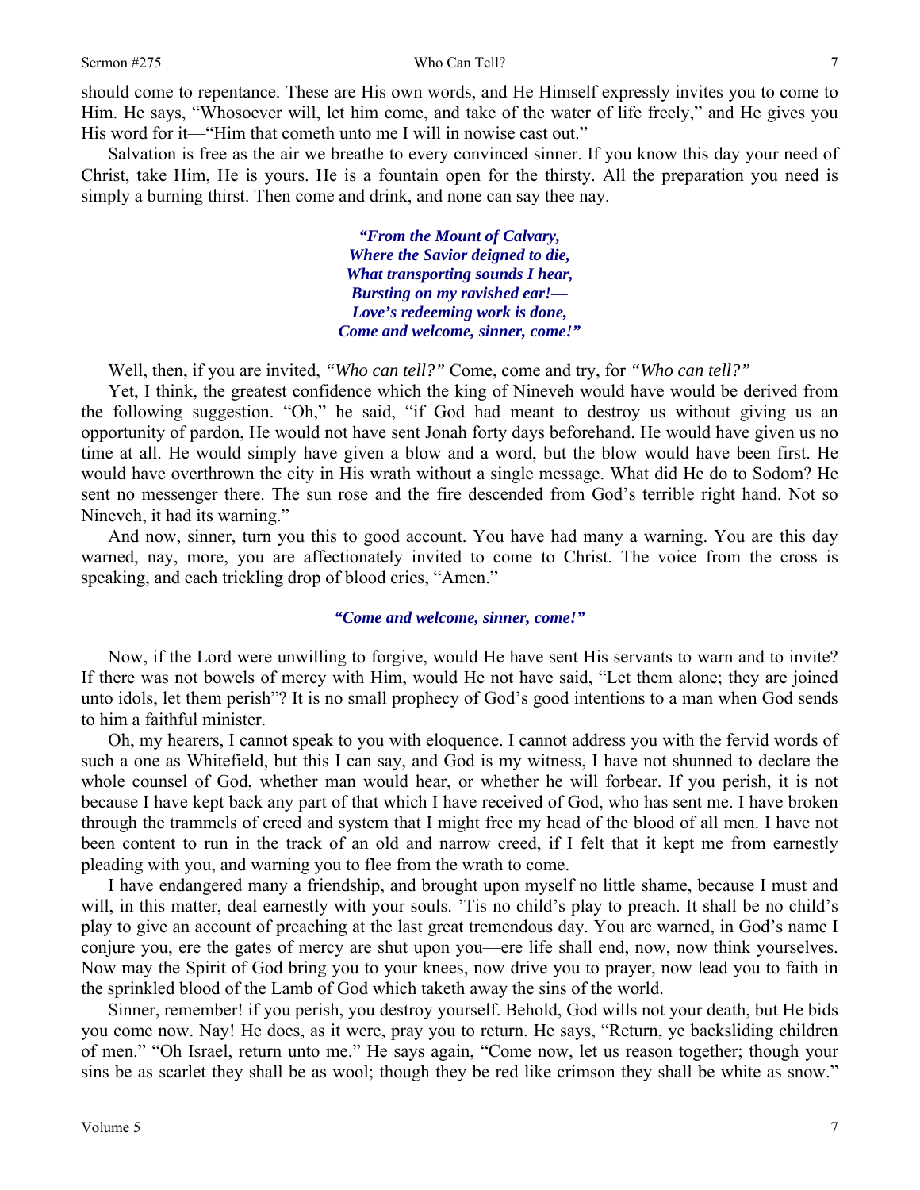should come to repentance. These are His own words, and He Himself expressly invites you to come to Him. He says, "Whosoever will, let him come, and take of the water of life freely," and He gives you His word for it—"Him that cometh unto me I will in nowise cast out."

Salvation is free as the air we breathe to every convinced sinner. If you know this day your need of Christ, take Him, He is yours. He is a fountain open for the thirsty. All the preparation you need is simply a burning thirst. Then come and drink, and none can say thee nay.

> ***"From the Mount of Calvary,***
> ***Where the Savior deigned to die,***
> ***What transporting sounds I hear,***
> ***Bursting on my ravished ear!—***
> ***Love's redeeming work is done,***
> ***Come and welcome, sinner, come!"***

Well, then, if you are invited, *"Who can tell?"* Come, come and try, for *"Who can tell?"*

Yet, I think, the greatest confidence which the king of Nineveh would have would be derived from the following suggestion. "Oh," he said, "if God had meant to destroy us without giving us an opportunity of pardon, He would not have sent Jonah forty days beforehand. He would have given us no time at all. He would simply have given a blow and a word, but the blow would have been first. He would have overthrown the city in His wrath without a single message. What did He do to Sodom? He sent no messenger there. The sun rose and the fire descended from God's terrible right hand. Not so Nineveh, it had its warning."

And now, sinner, turn you this to good account. You have had many a warning. You are this day warned, nay, more, you are affectionately invited to come to Christ. The voice from the cross is speaking, and each trickling drop of blood cries, "Amen."

> ***"Come and welcome, sinner, come!"***

Now, if the Lord were unwilling to forgive, would He have sent His servants to warn and to invite? If there was not bowels of mercy with Him, would He not have said, "Let them alone; they are joined unto idols, let them perish"? It is no small prophecy of God's good intentions to a man when God sends to him a faithful minister.

Oh, my hearers, I cannot speak to you with eloquence. I cannot address you with the fervid words of such a one as Whitefield, but this I can say, and God is my witness, I have not shunned to declare the whole counsel of God, whether man would hear, or whether he will forbear. If you perish, it is not because I have kept back any part of that which I have received of God, who has sent me. I have broken through the trammels of creed and system that I might free my head of the blood of all men. I have not been content to run in the track of an old and narrow creed, if I felt that it kept me from earnestly pleading with you, and warning you to flee from the wrath to come.

I have endangered many a friendship, and brought upon myself no little shame, because I must and will, in this matter, deal earnestly with your souls. 'Tis no child's play to preach. It shall be no child's play to give an account of preaching at the last great tremendous day. You are warned, in God's name I conjure you, ere the gates of mercy are shut upon you—ere life shall end, now, now think yourselves. Now may the Spirit of God bring you to your knees, now drive you to prayer, now lead you to faith in the sprinkled blood of the Lamb of God which taketh away the sins of the world.

Sinner, remember! if you perish, you destroy yourself. Behold, God wills not your death, but He bids you come now. Nay! He does, as it were, pray you to return. He says, "Return, ye backsliding children of men." "Oh Israel, return unto me." He says again, "Come now, let us reason together; though your sins be as scarlet they shall be as wool; though they be red like crimson they shall be white as snow."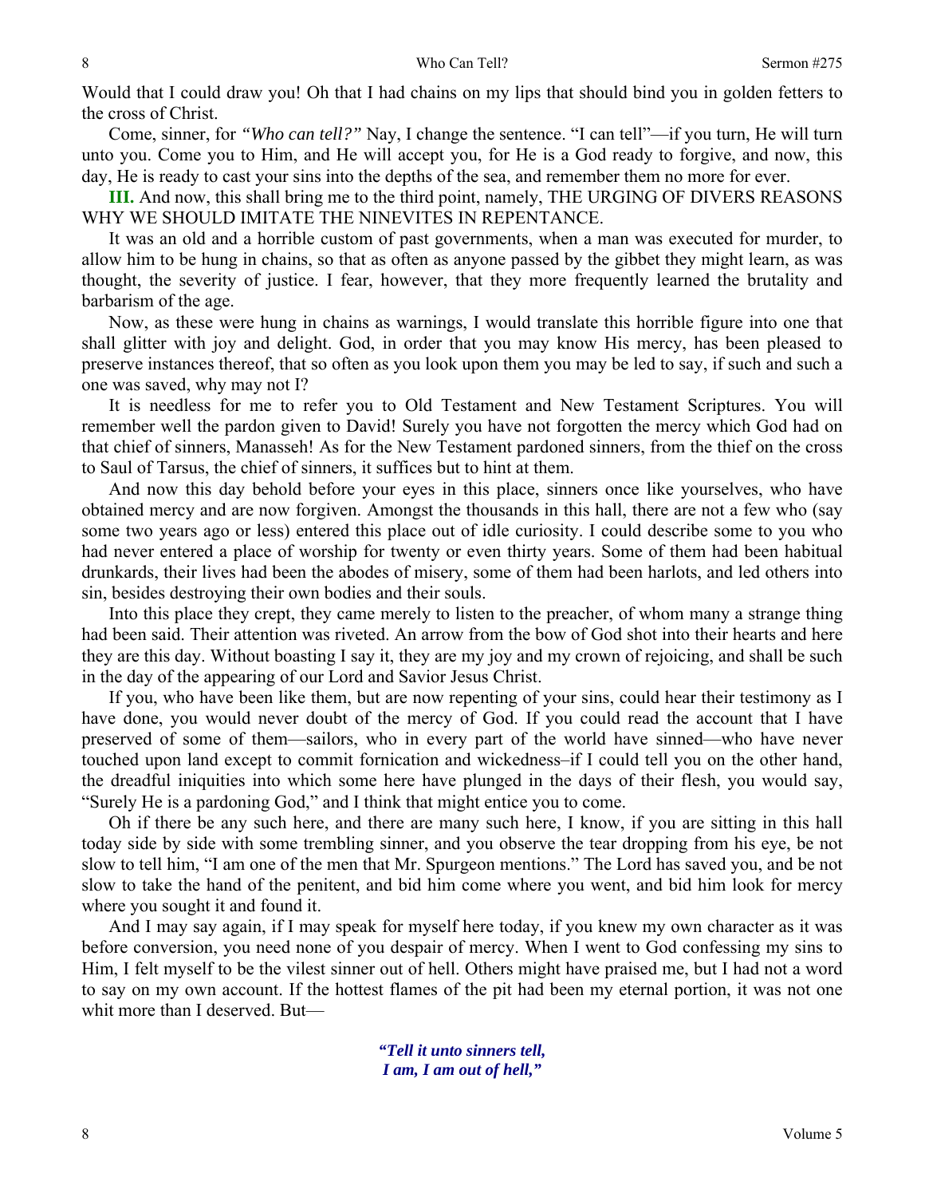Would that I could draw you! Oh that I had chains on my lips that should bind you in golden fetters to the cross of Christ.

Come, sinner, for *"Who can tell?"* Nay, I change the sentence. "I can tell"—if you turn, He will turn unto you. Come you to Him, and He will accept you, for He is a God ready to forgive, and now, this day, He is ready to cast your sins into the depths of the sea, and remember them no more for ever.

**III.** And now, this shall bring me to the third point, namely, THE URGING OF DIVERS REASONS WHY WE SHOULD IMITATE THE NINEVITES IN REPENTANCE.

It was an old and a horrible custom of past governments, when a man was executed for murder, to allow him to be hung in chains, so that as often as anyone passed by the gibbet they might learn, as was thought, the severity of justice. I fear, however, that they more frequently learned the brutality and barbarism of the age.

Now, as these were hung in chains as warnings, I would translate this horrible figure into one that shall glitter with joy and delight. God, in order that you may know His mercy, has been pleased to preserve instances thereof, that so often as you look upon them you may be led to say, if such and such a one was saved, why may not I?

It is needless for me to refer you to Old Testament and New Testament Scriptures. You will remember well the pardon given to David! Surely you have not forgotten the mercy which God had on that chief of sinners, Manasseh! As for the New Testament pardoned sinners, from the thief on the cross to Saul of Tarsus, the chief of sinners, it suffices but to hint at them.

And now this day behold before your eyes in this place, sinners once like yourselves, who have obtained mercy and are now forgiven. Amongst the thousands in this hall, there are not a few who (say some two years ago or less) entered this place out of idle curiosity. I could describe some to you who had never entered a place of worship for twenty or even thirty years. Some of them had been habitual drunkards, their lives had been the abodes of misery, some of them had been harlots, and led others into sin, besides destroying their own bodies and their souls.

Into this place they crept, they came merely to listen to the preacher, of whom many a strange thing had been said. Their attention was riveted. An arrow from the bow of God shot into their hearts and here they are this day. Without boasting I say it, they are my joy and my crown of rejoicing, and shall be such in the day of the appearing of our Lord and Savior Jesus Christ.

If you, who have been like them, but are now repenting of your sins, could hear their testimony as I have done, you would never doubt of the mercy of God. If you could read the account that I have preserved of some of them—sailors, who in every part of the world have sinned—who have never touched upon land except to commit fornication and wickedness–if I could tell you on the other hand, the dreadful iniquities into which some here have plunged in the days of their flesh, you would say, "Surely He is a pardoning God," and I think that might entice you to come.

Oh if there be any such here, and there are many such here, I know, if you are sitting in this hall today side by side with some trembling sinner, and you observe the tear dropping from his eye, be not slow to tell him, "I am one of the men that Mr. Spurgeon mentions." The Lord has saved you, and be not slow to take the hand of the penitent, and bid him come where you went, and bid him look for mercy where you sought it and found it.

And I may say again, if I may speak for myself here today, if you knew my own character as it was before conversion, you need none of you despair of mercy. When I went to God confessing my sins to Him, I felt myself to be the vilest sinner out of hell. Others might have praised me, but I had not a word to say on my own account. If the hottest flames of the pit had been my eternal portion, it was not one whit more than I deserved. But—

> ***"Tell it unto sinners tell,***
> ***I am, I am out of hell,"***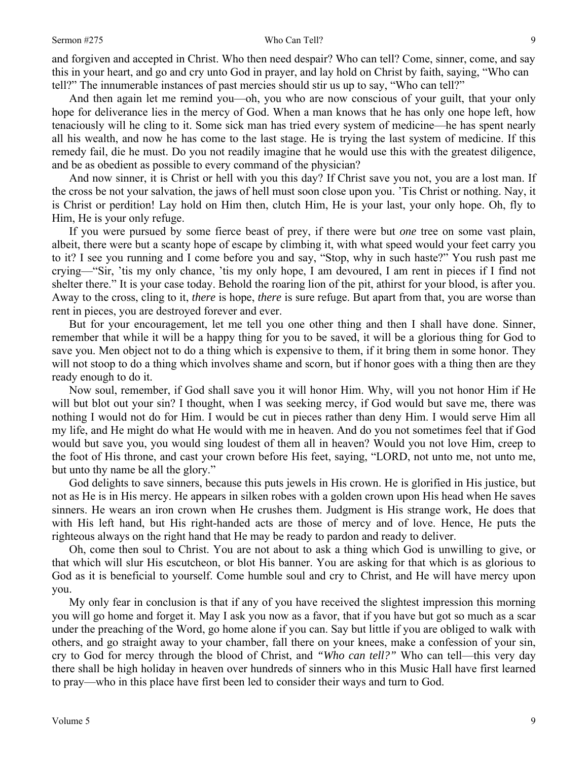and forgiven and accepted in Christ. Who then need despair? Who can tell? Come, sinner, come, and say this in your heart, and go and cry unto God in prayer, and lay hold on Christ by faith, saying, "Who can tell?" The innumerable instances of past mercies should stir us up to say, "Who can tell?"

And then again let me remind you—oh, you who are now conscious of your guilt, that your only hope for deliverance lies in the mercy of God. When a man knows that he has only one hope left, how tenaciously will he cling to it. Some sick man has tried every system of medicine—he has spent nearly all his wealth, and now he has come to the last stage. He is trying the last system of medicine. If this remedy fail, die he must. Do you not readily imagine that he would use this with the greatest diligence, and be as obedient as possible to every command of the physician?

And now sinner, it is Christ or hell with you this day? If Christ save you not, you are a lost man. If the cross be not your salvation, the jaws of hell must soon close upon you. 'Tis Christ or nothing. Nay, it is Christ or perdition! Lay hold on Him then, clutch Him, He is your last, your only hope. Oh, fly to Him, He is your only refuge.

If you were pursued by some fierce beast of prey, if there were but *one* tree on some vast plain, albeit, there were but a scanty hope of escape by climbing it, with what speed would your feet carry you to it? I see you running and I come before you and say, "Stop, why in such haste?" You rush past me crying—"Sir, 'tis my only chance, 'tis my only hope, I am devoured, I am rent in pieces if I find not shelter there." It is your case today. Behold the roaring lion of the pit, athirst for your blood, is after you. Away to the cross, cling to it, *there* is hope, *there* is sure refuge. But apart from that, you are worse than rent in pieces, you are destroyed forever and ever.

But for your encouragement, let me tell you one other thing and then I shall have done. Sinner, remember that while it will be a happy thing for you to be saved, it will be a glorious thing for God to save you. Men object not to do a thing which is expensive to them, if it bring them in some honor. They will not stoop to do a thing which involves shame and scorn, but if honor goes with a thing then are they ready enough to do it.

Now soul, remember, if God shall save you it will honor Him. Why, will you not honor Him if He will but blot out your sin? I thought, when I was seeking mercy, if God would but save me, there was nothing I would not do for Him. I would be cut in pieces rather than deny Him. I would serve Him all my life, and He might do what He would with me in heaven. And do you not sometimes feel that if God would but save you, you would sing loudest of them all in heaven? Would you not love Him, creep to the foot of His throne, and cast your crown before His feet, saying, "LORD, not unto me, not unto me, but unto thy name be all the glory."

God delights to save sinners, because this puts jewels in His crown. He is glorified in His justice, but not as He is in His mercy. He appears in silken robes with a golden crown upon His head when He saves sinners. He wears an iron crown when He crushes them. Judgment is His strange work, He does that with His left hand, but His right-handed acts are those of mercy and of love. Hence, He puts the righteous always on the right hand that He may be ready to pardon and ready to deliver.

Oh, come then soul to Christ. You are not about to ask a thing which God is unwilling to give, or that which will slur His escutcheon, or blot His banner. You are asking for that which is as glorious to God as it is beneficial to yourself. Come humble soul and cry to Christ, and He will have mercy upon you.

My only fear in conclusion is that if any of you have received the slightest impression this morning you will go home and forget it. May I ask you now as a favor, that if you have but got so much as a scar under the preaching of the Word, go home alone if you can. Say but little if you are obliged to walk with others, and go straight away to your chamber, fall there on your knees, make a confession of your sin, cry to God for mercy through the blood of Christ, and *"Who can tell?"* Who can tell—this very day there shall be high holiday in heaven over hundreds of sinners who in this Music Hall have first learned to pray—who in this place have first been led to consider their ways and turn to God.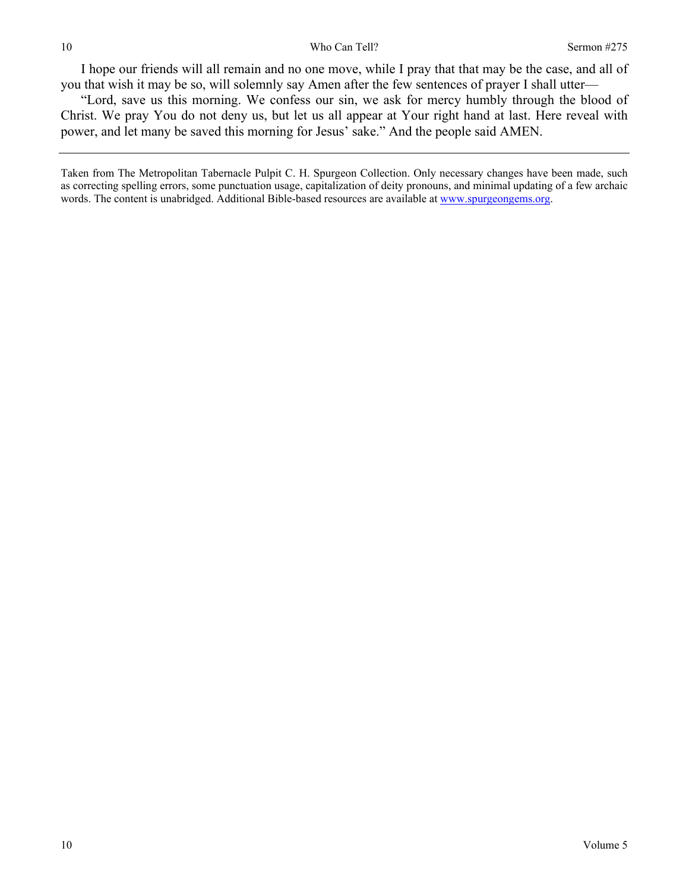I hope our friends will all remain and no one move, while I pray that that may be the case, and all of you that wish it may be so, will solemnly say Amen after the few sentences of prayer I shall utter—

"Lord, save us this morning. We confess our sin, we ask for mercy humbly through the blood of Christ. We pray You do not deny us, but let us all appear at Your right hand at last. Here reveal with power, and let many be saved this morning for Jesus' sake." And the people said AMEN.

---

Taken from The Metropolitan Tabernacle Pulpit C. H. Spurgeon Collection. Only necessary changes have been made, such as correcting spelling errors, some punctuation usage, capitalization of deity pronouns, and minimal updating of a few archaic words. The content is unabridged. Additional Bible-based resources are available at www.spurgeongems.org.